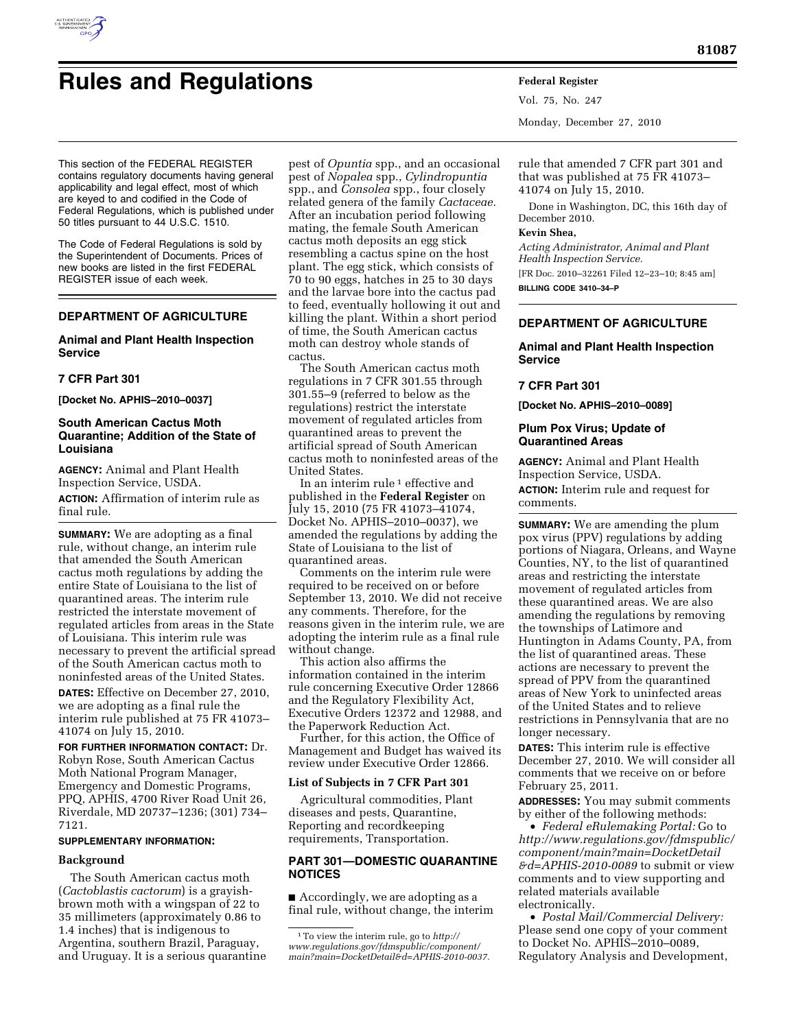# Rules and Regulations

This section of the FEDERAL REGISTER contains regulatory documents having general applicability and legal effect, most of which are keyed to and codified in the Code of Federal Regulations, which is published under 50 titles pursuant to 44 U.S.C. 1510.

The Code of Federal Regulations is sold by the Superintendent of Documents. Prices of new books are listed in the first FEDERAL REGISTER issue of each week.

## DEPARTMENT OF AGRICULTURE

### Animal and Plant Health Inspection Service

### 7 CFR Part 301

**[Docket No. APHIS–2010–0037]**

### South American Cactus Moth Quarantine; Addition of the State of Louisiana

**AGENCY:** Animal and Plant Health Inspection Service, USDA.

**ACTION:** Affirmation of interim rule as final rule.

**SUMMARY:** We are adopting as a final rule, without change, an interim rule that amended the South American cactus moth regulations by adding the entire State of Louisiana to the list of quarantined areas. The interim rule restricted the interstate movement of regulated articles from areas in the State of Louisiana. This interim rule was necessary to prevent the artificial spread of the South American cactus moth to noninfested areas of the United States.

**DATES:** Effective on December 27, 2010, we are adopting as a final rule the interim rule published at 75 FR 41073–41074 on July 15, 2010.

**FOR FURTHER INFORMATION CONTACT:** Dr. Robyn Rose, South American Cactus Moth National Program Manager, Emergency and Domestic Programs, PPQ, APHIS, 4700 River Road Unit 26, Riverdale, MD 20737–1236; (301) 734–7121.

**SUPPLEMENTARY INFORMATION:**

**Background**

The South American cactus moth (*Cactoblastis cactorum*) is a grayish-brown moth with a wingspan of 22 to 35 millimeters (approximately 0.86 to 1.4 inches) that is indigenous to Argentina, southern Brazil, Paraguay, and Uruguay. It is a serious quarantine pest of *Opuntia* spp., and an occasional pest of *Nopalea* spp., *Cylindropuntia* spp., and *Consolea* spp., four closely related genera of the family *Cactaceae.* After an incubation period following mating, the female South American cactus moth deposits an egg stick resembling a cactus spine on the host plant. The egg stick, which consists of 70 to 90 eggs, hatches in 25 to 30 days and the larvae bore into the cactus pad to feed, eventually hollowing it out and killing the plant. Within a short period of time, the South American cactus moth can destroy whole stands of cactus.

The South American cactus moth regulations in 7 CFR 301.55 through 301.55–9 (referred to below as the regulations) restrict the interstate movement of regulated articles from quarantined areas to prevent the artificial spread of South American cactus moth to noninfested areas of the United States.

In an interim rule [1] effective and published in the **Federal Register** on July 15, 2010 (75 FR 41073–41074, Docket No. APHIS–2010–0037), we amended the regulations by adding the State of Louisiana to the list of quarantined areas.

Comments on the interim rule were required to be received on or before September 13, 2010. We did not receive any comments. Therefore, for the reasons given in the interim rule, we are adopting the interim rule as a final rule without change.

This action also affirms the information contained in the interim rule concerning Executive Order 12866 and the Regulatory Flexibility Act, Executive Orders 12372 and 12988, and the Paperwork Reduction Act.

Further, for this action, the Office of Management and Budget has waived its review under Executive Order 12866.

**List of Subjects in 7 CFR Part 301**

Agricultural commodities, Plant diseases and pests, Quarantine, Reporting and recordkeeping requirements, Transportation.

**PART 301—DOMESTIC QUARANTINE NOTICES**

■ Accordingly, we are adopting as a final rule, without change, the interim rule that amended 7 CFR part 301 and that was published at 75 FR 41073–41074 on July 15, 2010.

Done in Washington, DC, this 16th day of December 2010.

**Kevin Shea,**

*Acting Administrator, Animal and Plant Health Inspection Service.*

[FR Doc. 2010–32261 Filed 12–23–10; 8:45 am]

**BILLING CODE 3410–34–P**

[1] To view the interim rule, go to *http://www.regulations.gov/fdmspublic/component/main?main=DocketDetail&d=APHIS-2010-0037.*

## DEPARTMENT OF AGRICULTURE

### Animal and Plant Health Inspection Service

### 7 CFR Part 301

**[Docket No. APHIS–2010–0089]**

### Plum Pox Virus; Update of Quarantined Areas

**AGENCY:** Animal and Plant Health Inspection Service, USDA.

**ACTION:** Interim rule and request for comments.

**SUMMARY:** We are amending the plum pox virus (PPV) regulations by adding portions of Niagara, Orleans, and Wayne Counties, NY, to the list of quarantined areas and restricting the interstate movement of regulated articles from these quarantined areas. We are also amending the regulations by removing the townships of Latimore and Huntington in Adams County, PA, from the list of quarantined areas. These actions are necessary to prevent the spread of PPV from the quarantined areas of New York to uninfected areas of the United States and to relieve restrictions in Pennsylvania that are no longer necessary.

**DATES:** This interim rule is effective December 27, 2010. We will consider all comments that we receive on or before February 25, 2011.

**ADDRESSES:** You may submit comments by either of the following methods:

- *Federal eRulemaking Portal:* Go to *http://www.regulations.gov/fdmspublic/component/main?main=DocketDetail&d=APHIS-2010-0089* to submit or view comments and to view supporting and related materials available electronically.
- *Postal Mail/Commercial Delivery:* Please send one copy of your comment to Docket No. APHIS–2010–0089, Regulatory Analysis and Development,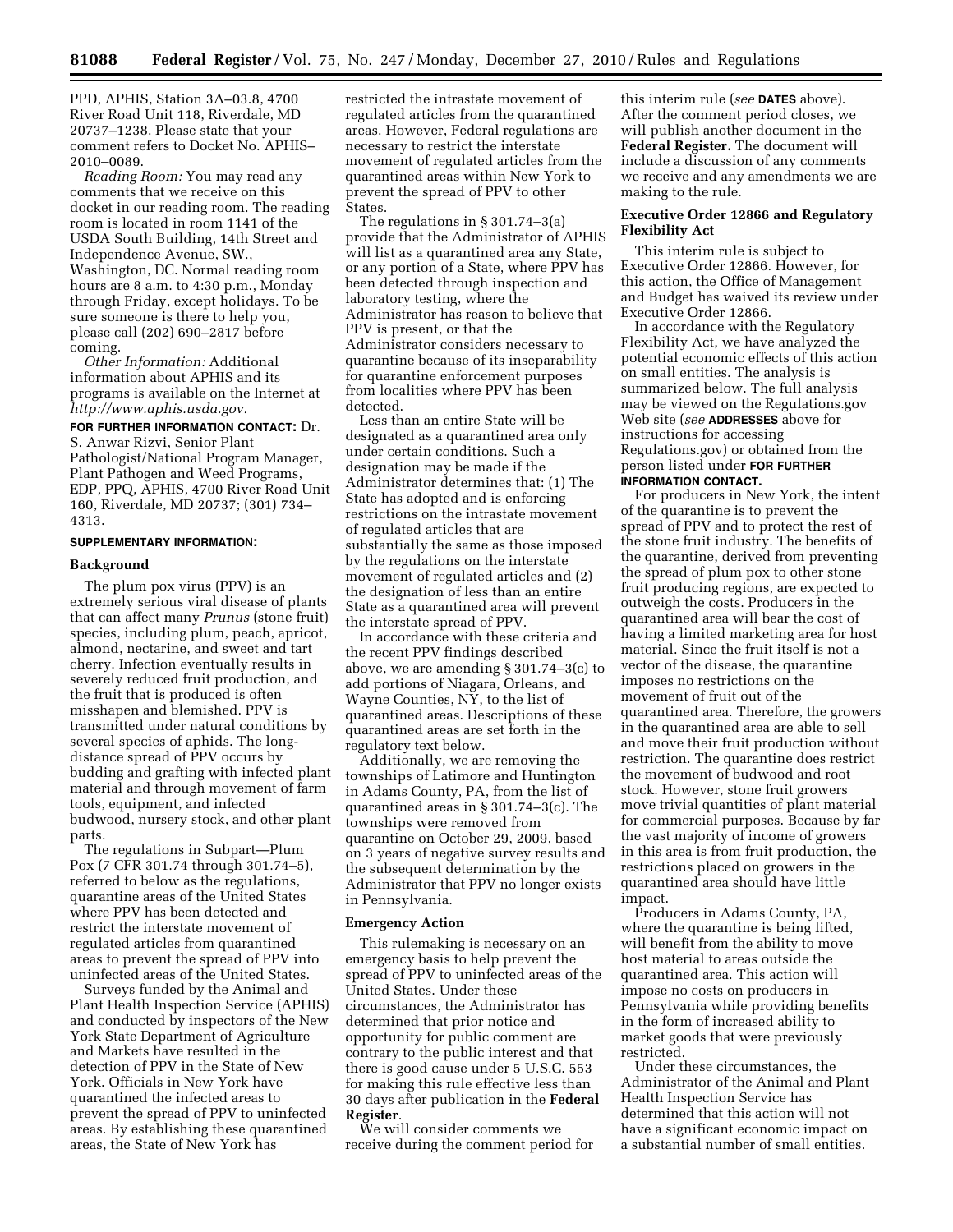PPD, APHIS, Station 3A–03.8, 4700 River Road Unit 118, Riverdale, MD 20737–1238. Please state that your comment refers to Docket No. APHIS–2010–0089.

*Reading Room:* You may read any comments that we receive on this docket in our reading room. The reading room is located in room 1141 of the USDA South Building, 14th Street and Independence Avenue, SW., Washington, DC. Normal reading room hours are 8 a.m. to 4:30 p.m., Monday through Friday, except holidays. To be sure someone is there to help you, please call (202) 690–2817 before coming.

*Other Information:* Additional information about APHIS and its programs is available on the Internet at *http://www.aphis.usda.gov.*

**FOR FURTHER INFORMATION CONTACT:** Dr. S. Anwar Rizvi, Senior Plant Pathologist/National Program Manager, Plant Pathogen and Weed Programs, EDP, PPQ, APHIS, 4700 River Road Unit 160, Riverdale, MD 20737; (301) 734–4313.

**SUPPLEMENTARY INFORMATION:**

## Background

The plum pox virus (PPV) is an extremely serious viral disease of plants that can affect many *Prunus* (stone fruit) species, including plum, peach, apricot, almond, nectarine, and sweet and tart cherry. Infection eventually results in severely reduced fruit production, and the fruit that is produced is often misshapen and blemished. PPV is transmitted under natural conditions by several species of aphids. The long-distance spread of PPV occurs by budding and grafting with infected plant material and through movement of farm tools, equipment, and infected budwood, nursery stock, and other plant parts.

The regulations in Subpart—Plum Pox (7 CFR 301.74 through 301.74–5), referred to below as the regulations, quarantine areas of the United States where PPV has been detected and restrict the interstate movement of regulated articles from quarantined areas to prevent the spread of PPV into uninfected areas of the United States.

Surveys funded by the Animal and Plant Health Inspection Service (APHIS) and conducted by inspectors of the New York State Department of Agriculture and Markets have resulted in the detection of PPV in the State of New York. Officials in New York have quarantined the infected areas to prevent the spread of PPV to uninfected areas. By establishing these quarantined areas, the State of New York has restricted the intrastate movement of regulated articles from the quarantined areas. However, Federal regulations are necessary to restrict the interstate movement of regulated articles from the quarantined areas within New York to prevent the spread of PPV to other States.

The regulations in § 301.74–3(a) provide that the Administrator of APHIS will list as a quarantined area any State, or any portion of a State, where PPV has been detected through inspection and laboratory testing, where the Administrator has reason to believe that PPV is present, or that the Administrator considers necessary to quarantine because of its inseparability for quarantine enforcement purposes from localities where PPV has been detected.

Less than an entire State will be designated as a quarantined area only under certain conditions. Such a designation may be made if the Administrator determines that: (1) The State has adopted and is enforcing restrictions on the intrastate movement of regulated articles that are substantially the same as those imposed by the regulations on the interstate movement of regulated articles and (2) the designation of less than an entire State as a quarantined area will prevent the interstate spread of PPV.

In accordance with these criteria and the recent PPV findings described above, we are amending § 301.74–3(c) to add portions of Niagara, Orleans, and Wayne Counties, NY, to the list of quarantined areas. Descriptions of these quarantined areas are set forth in the regulatory text below.

Additionally, we are removing the townships of Latimore and Huntington in Adams County, PA, from the list of quarantined areas in § 301.74–3(c). The townships were removed from quarantine on October 29, 2009, based on 3 years of negative survey results and the subsequent determination by the Administrator that PPV no longer exists in Pennsylvania.

## Emergency Action

This rulemaking is necessary on an emergency basis to help prevent the spread of PPV to uninfected areas of the United States. Under these circumstances, the Administrator has determined that prior notice and opportunity for public comment are contrary to the public interest and that there is good cause under 5 U.S.C. 553 for making this rule effective less than 30 days after publication in the **Federal Register**.

We will consider comments we receive during the comment period for this interim rule (*see* **DATES** above). After the comment period closes, we will publish another document in the **Federal Register.** The document will include a discussion of any comments we receive and any amendments we are making to the rule.

## Executive Order 12866 and Regulatory Flexibility Act

This interim rule is subject to Executive Order 12866. However, for this action, the Office of Management and Budget has waived its review under Executive Order 12866.

In accordance with the Regulatory Flexibility Act, we have analyzed the potential economic effects of this action on small entities. The analysis is summarized below. The full analysis may be viewed on the Regulations.gov Web site (*see* **ADDRESSES** above for instructions for accessing Regulations.gov) or obtained from the person listed under **FOR FURTHER INFORMATION CONTACT.**

For producers in New York, the intent of the quarantine is to prevent the spread of PPV and to protect the rest of the stone fruit industry. The benefits of the quarantine, derived from preventing the spread of plum pox to other stone fruit producing regions, are expected to outweigh the costs. Producers in the quarantined area will bear the cost of having a limited marketing area for host material. Since the fruit itself is not a vector of the disease, the quarantine imposes no restrictions on the movement of fruit out of the quarantined area. Therefore, the growers in the quarantined area are able to sell and move their fruit production without restriction. The quarantine does restrict the movement of budwood and root stock. However, stone fruit growers move trivial quantities of plant material for commercial purposes. Because by far the vast majority of income of growers in this area is from fruit production, the restrictions placed on growers in the quarantined area should have little impact.

Producers in Adams County, PA, where the quarantine is being lifted, will benefit from the ability to move host material to areas outside the quarantined area. This action will impose no costs on producers in Pennsylvania while providing benefits in the form of increased ability to market goods that were previously restricted.

Under these circumstances, the Administrator of the Animal and Plant Health Inspection Service has determined that this action will not have a significant economic impact on a substantial number of small entities.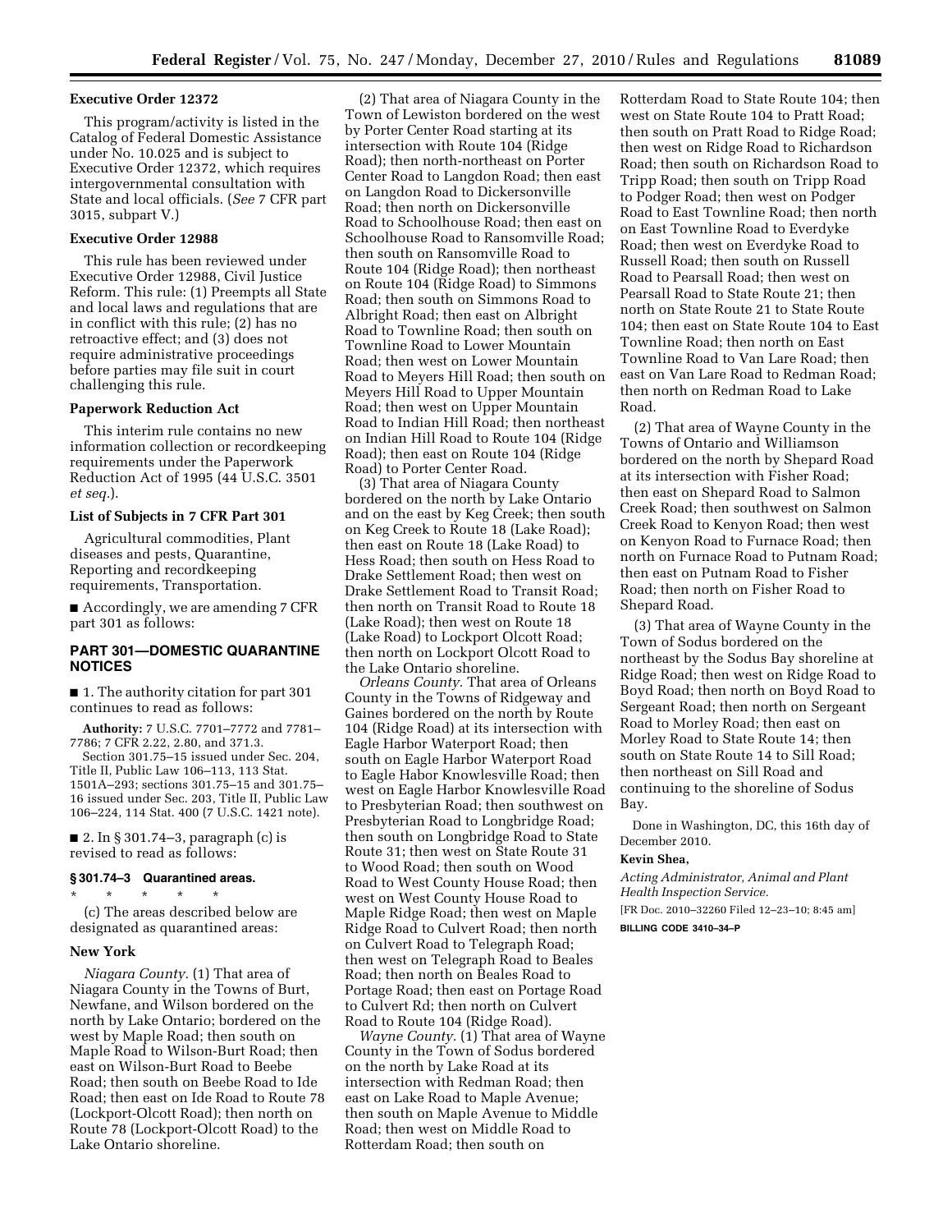### Executive Order 12372

This program/activity is listed in the Catalog of Federal Domestic Assistance under No. 10.025 and is subject to Executive Order 12372, which requires intergovernmental consultation with State and local officials. (*See* 7 CFR part 3015, subpart V.)

### Executive Order 12988

This rule has been reviewed under Executive Order 12988, Civil Justice Reform. This rule: (1) Preempts all State and local laws and regulations that are in conflict with this rule; (2) has no retroactive effect; and (3) does not require administrative proceedings before parties may file suit in court challenging this rule.

### Paperwork Reduction Act

This interim rule contains no new information collection or recordkeeping requirements under the Paperwork Reduction Act of 1995 (44 U.S.C. 3501 *et seq.*).

### List of Subjects in 7 CFR Part 301

Agricultural commodities, Plant diseases and pests, Quarantine, Reporting and recordkeeping requirements, Transportation.

■ Accordingly, we are amending 7 CFR part 301 as follows:

## PART 301—DOMESTIC QUARANTINE NOTICES

■ 1. The authority citation for part 301 continues to read as follows:

**Authority:** 7 U.S.C. 7701–7772 and 7781–7786; 7 CFR 2.22, 2.80, and 371.3.

Section 301.75–15 issued under Sec. 204, Title II, Public Law 106–113, 113 Stat. 1501A–293; sections 301.75–15 and 301.75–16 issued under Sec. 203, Title II, Public Law 106–224, 114 Stat. 400 (7 U.S.C. 1421 note).

■ 2. In § 301.74–3, paragraph (c) is revised to read as follows:

### § 301.74–3 Quarantined areas.

\* \* \* \* \*

(c) The areas described below are designated as quarantined areas:

### New York

*Niagara County.* (1) That area of Niagara County in the Towns of Burt, Newfane, and Wilson bordered on the north by Lake Ontario; bordered on the west by Maple Road; then south on Maple Road to Wilson-Burt Road; then east on Wilson-Burt Road to Beebe Road; then south on Beebe Road to Ide Road; then east on Ide Road to Route 78 (Lockport-Olcott Road); then north on Route 78 (Lockport-Olcott Road) to the Lake Ontario shoreline.

(2) That area of Niagara County in the Town of Lewiston bordered on the west by Porter Center Road starting at its intersection with Route 104 (Ridge Road); then north-northeast on Porter Center Road to Langdon Road; then east on Langdon Road to Dickersonville Road; then north on Dickersonville Road to Schoolhouse Road; then east on Schoolhouse Road to Ransomville Road; then south on Ransomville Road to Route 104 (Ridge Road); then northeast on Route 104 (Ridge Road) to Simmons Road; then south on Simmons Road to Albright Road; then east on Albright Road to Townline Road; then south on Townline Road to Lower Mountain Road; then west on Lower Mountain Road to Meyers Hill Road; then south on Meyers Hill Road to Upper Mountain Road; then west on Upper Mountain Road to Indian Hill Road; then northeast on Indian Hill Road to Route 104 (Ridge Road); then east on Route 104 (Ridge Road) to Porter Center Road.

(3) That area of Niagara County bordered on the north by Lake Ontario and on the east by Keg Creek; then south on Keg Creek to Route 18 (Lake Road); then east on Route 18 (Lake Road) to Hess Road; then south on Hess Road to Drake Settlement Road; then west on Drake Settlement Road to Transit Road; then north on Transit Road to Route 18 (Lake Road); then west on Route 18 (Lake Road) to Lockport Olcott Road; then north on Lockport Olcott Road to the Lake Ontario shoreline.

*Orleans County.* That area of Orleans County in the Towns of Ridgeway and Gaines bordered on the north by Route 104 (Ridge Road) at its intersection with Eagle Harbor Waterport Road; then south on Eagle Harbor Waterport Road to Eagle Habor Knowlesville Road; then west on Eagle Harbor Knowlesville Road to Presbyterian Road; then southwest on Presbyterian Road to Longbridge Road; then south on Longbridge Road to State Route 31; then west on State Route 31 to Wood Road; then south on Wood Road to West County House Road; then west on West County House Road to Maple Ridge Road; then west on Maple Ridge Road to Culvert Road; then north on Culvert Road to Telegraph Road; then west on Telegraph Road to Beales Road; then north on Beales Road to Portage Road; then east on Portage Road to Culvert Rd; then north on Culvert Road to Route 104 (Ridge Road).

*Wayne County.* (1) That area of Wayne County in the Town of Sodus bordered on the north by Lake Road at its intersection with Redman Road; then east on Lake Road to Maple Avenue; then south on Maple Avenue to Middle Road; then west on Middle Road to Rotterdam Road; then south on Rotterdam Road to State Route 104; then west on State Route 104 to Pratt Road; then south on Pratt Road to Ridge Road; then west on Ridge Road to Richardson Road; then south on Richardson Road to Tripp Road; then south on Tripp Road to Podger Road; then west on Podger Road to East Townline Road; then north on East Townline Road to Everdyke Road; then west on Everdyke Road to Russell Road; then south on Russell Road to Pearsall Road; then west on Pearsall Road to State Route 21; then north on State Route 21 to State Route 104; then east on State Route 104 to East Townline Road; then north on East Townline Road to Van Lare Road; then east on Van Lare Road to Redman Road; then north on Redman Road to Lake Road.

(2) That area of Wayne County in the Towns of Ontario and Williamson bordered on the north by Shepard Road at its intersection with Fisher Road; then east on Shepard Road to Salmon Creek Road; then southwest on Salmon Creek Road to Kenyon Road; then west on Kenyon Road to Furnace Road; then north on Furnace Road to Putnam Road; then east on Putnam Road to Fisher Road; then north on Fisher Road to Shepard Road.

(3) That area of Wayne County in the Town of Sodus bordered on the northeast by the Sodus Bay shoreline at Ridge Road; then west on Ridge Road to Boyd Road; then north on Boyd Road to Sergeant Road; then north on Sergeant Road to Morley Road; then east on Morley Road to State Route 14; then south on State Route 14 to Sill Road; then northeast on Sill Road and continuing to the shoreline of Sodus Bay.

Done in Washington, DC, this 16th day of December 2010.

**Kevin Shea,**

*Acting Administrator, Animal and Plant Health Inspection Service.*

[FR Doc. 2010–32260 Filed 12–23–10; 8:45 am]

**BILLING CODE 3410–34–P**